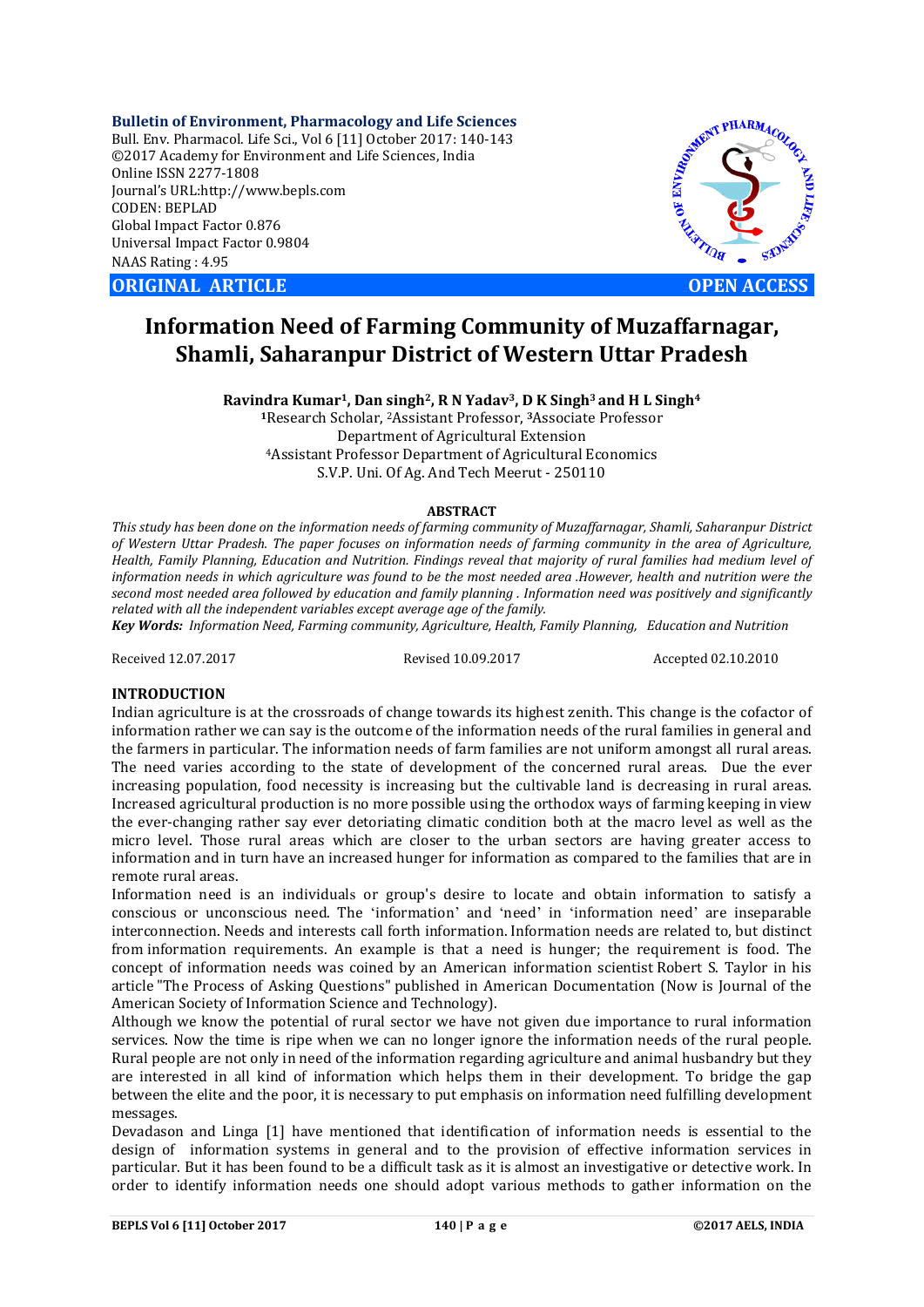**Bulletin of Environment, Pharmacology and Life Sciences**
Bull. Env. Pharmacol. Life Sci., Vol 6 [11] October 2017: 140-143
©2017 Academy for Environment and Life Sciences, India
Online ISSN 2277-1808
Journal's URL:http://www.bepls.com
CODEN: BEPLAD
Global Impact Factor 0.876
Universal Impact Factor 0.9804
NAAS Rating : 4.95

**ORIGINAL ARTICLE** **OPEN ACCESS**

# Information Need of Farming Community of Muzaffarnagar, Shamli, Saharanpur District of Western Uttar Pradesh

**Ravindra Kumar[1], Dan singh[2], R N Yadav[3], D K Singh[3] and H L Singh[4]**

[1]Research Scholar, [2]Assistant Professor, [3]Associate Professor
Department of Agricultural Extension
[4]Assistant Professor Department of Agricultural Economics
S.V.P. Uni. Of Ag. And Tech Meerut - 250110

## ABSTRACT

*This study has been done on the information needs of farming community of Muzaffarnagar, Shamli, Saharanpur District of Western Uttar Pradesh. The paper focuses on information needs of farming community in the area of Agriculture, Health, Family Planning, Education and Nutrition. Findings reveal that majority of rural families had medium level of information needs in which agriculture was found to be the most needed area .However, health and nutrition were the second most needed area followed by education and family planning . Information need was positively and significantly related with all the independent variables except average age of the family.*

***Key Words:*** *Information Need, Farming community, Agriculture, Health, Family Planning, Education and Nutrition*

Received 12.07.2017 Revised 10.09.2017 Accepted 02.10.2010

## INTRODUCTION

Indian agriculture is at the crossroads of change towards its highest zenith. This change is the cofactor of information rather we can say is the outcome of the information needs of the rural families in general and the farmers in particular. The information needs of farm families are not uniform amongst all rural areas. The need varies according to the state of development of the concerned rural areas. Due the ever increasing population, food necessity is increasing but the cultivable land is decreasing in rural areas. Increased agricultural production is no more possible using the orthodox ways of farming keeping in view the ever-changing rather say ever detoriating climatic condition both at the macro level as well as the micro level. Those rural areas which are closer to the urban sectors are having greater access to information and in turn have an increased hunger for information as compared to the families that are in remote rural areas.

Information need is an individuals or group's desire to locate and obtain information to satisfy a conscious or unconscious need. The 'information' and 'need' in 'information need' are inseparable interconnection. Needs and interests call forth information. Information needs are related to, but distinct from information requirements. An example is that a need is hunger; the requirement is food. The concept of information needs was coined by an American information scientist Robert S. Taylor in his article "The Process of Asking Questions" published in American Documentation (Now is Journal of the American Society of Information Science and Technology).

Although we know the potential of rural sector we have not given due importance to rural information services. Now the time is ripe when we can no longer ignore the information needs of the rural people. Rural people are not only in need of the information regarding agriculture and animal husbandry but they are interested in all kind of information which helps them in their development. To bridge the gap between the elite and the poor, it is necessary to put emphasis on information need fulfilling development messages.

Devadason and Linga [1] have mentioned that identification of information needs is essential to the design of information systems in general and to the provision of effective information services in particular. But it has been found to be a difficult task as it is almost an investigative or detective work. In order to identify information needs one should adopt various methods to gather information on the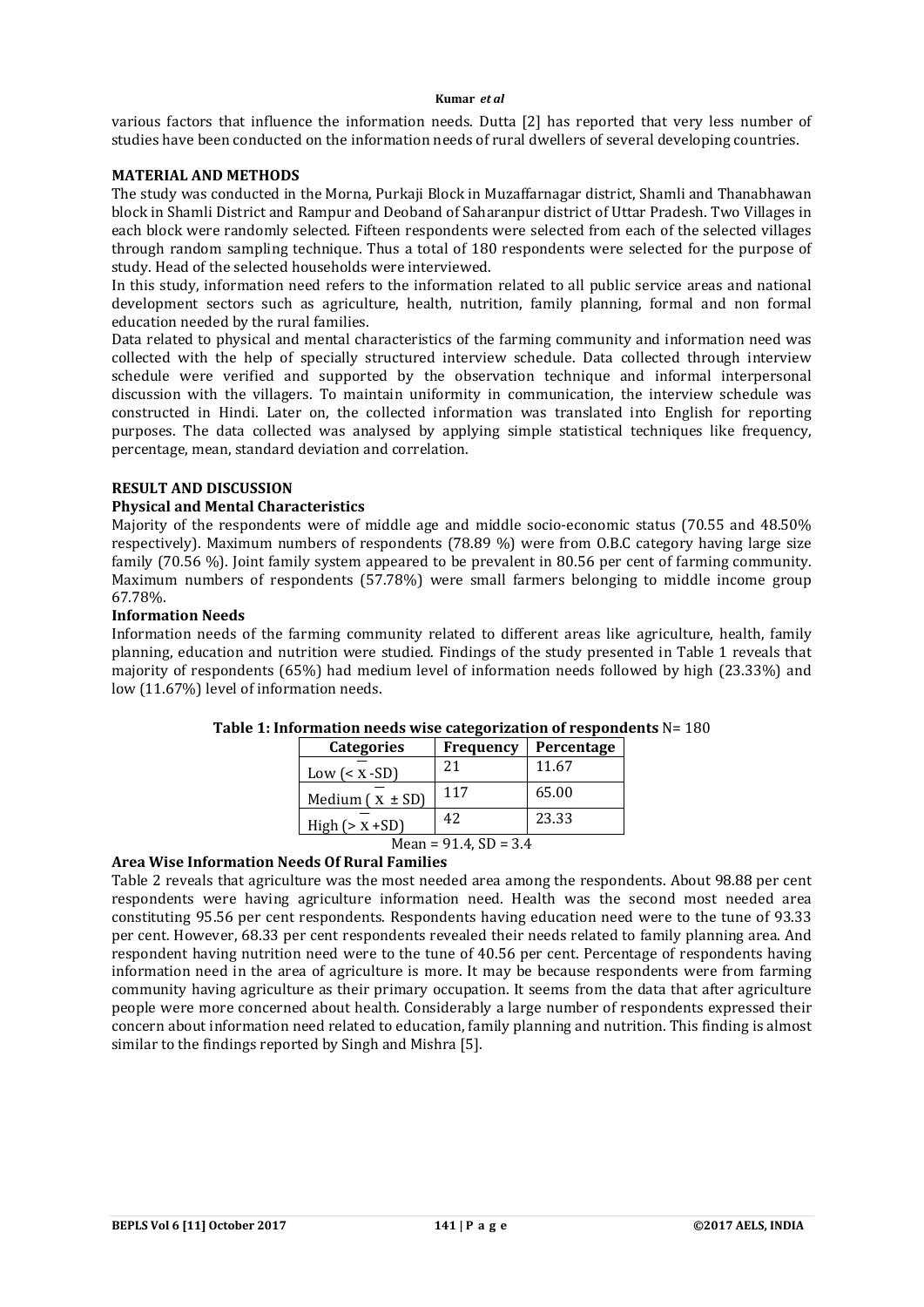various factors that influence the information needs. Dutta [2] has reported that very less number of studies have been conducted on the information needs of rural dwellers of several developing countries.

## MATERIAL AND METHODS

The study was conducted in the Morna, Purkaji Block in Muzaffarnagar district, Shamli and Thanabhawan block in Shamli District and Rampur and Deoband of Saharanpur district of Uttar Pradesh. Two Villages in each block were randomly selected. Fifteen respondents were selected from each of the selected villages through random sampling technique. Thus a total of 180 respondents were selected for the purpose of study. Head of the selected households were interviewed.

In this study, information need refers to the information related to all public service areas and national development sectors such as agriculture, health, nutrition, family planning, formal and non formal education needed by the rural families.

Data related to physical and mental characteristics of the farming community and information need was collected with the help of specially structured interview schedule. Data collected through interview schedule were verified and supported by the observation technique and informal interpersonal discussion with the villagers. To maintain uniformity in communication, the interview schedule was constructed in Hindi. Later on, the collected information was translated into English for reporting purposes. The data collected was analysed by applying simple statistical techniques like frequency, percentage, mean, standard deviation and correlation.

## RESULT AND DISCUSSION

### Physical and Mental Characteristics

Majority of the respondents were of middle age and middle socio-economic status (70.55 and 48.50% respectively). Maximum numbers of respondents (78.89 %) were from O.B.C category having large size family (70.56 %). Joint family system appeared to be prevalent in 80.56 per cent of farming community. Maximum numbers of respondents (57.78%) were small farmers belonging to middle income group 67.78%.

### Information Needs

Information needs of the farming community related to different areas like agriculture, health, family planning, education and nutrition were studied. Findings of the study presented in Table 1 reveals that majority of respondents (65%) had medium level of information needs followed by high (23.33%) and low (11.67%) level of information needs.

**Table 1: Information needs wise categorization of respondents** N= 180

| Categories | Frequency | Percentage |
|---|---|---|
| Low ($< \bar{X}$ -SD) | 21 | 11.67 |
| Medium ( $\bar{X} \pm$ SD) | 117 | 65.00 |
| High ($> \bar{X}$ +SD) | 42 | 23.33 |

Mean = 91.4, SD = 3.4

### Area Wise Information Needs Of Rural Families

Table 2 reveals that agriculture was the most needed area among the respondents. About 98.88 per cent respondents were having agriculture information need. Health was the second most needed area constituting 95.56 per cent respondents. Respondents having education need were to the tune of 93.33 per cent. However, 68.33 per cent respondents revealed their needs related to family planning area. And respondent having nutrition need were to the tune of 40.56 per cent. Percentage of respondents having information need in the area of agriculture is more. It may be because respondents were from farming community having agriculture as their primary occupation. It seems from the data that after agriculture people were more concerned about health. Considerably a large number of respondents expressed their concern about information need related to education, family planning and nutrition. This finding is almost similar to the findings reported by Singh and Mishra [5].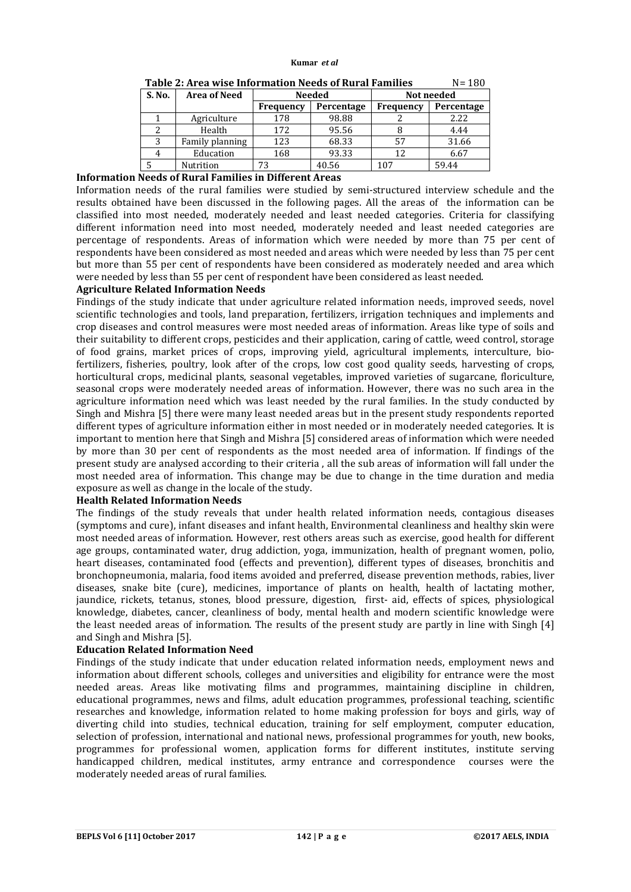**Table 2: Area wise Information Needs of Rural Families** N= 180

| S. No. | Area of Need | Needed | | Not needed | |
|---|---|---|---|---|---|
| | | Frequency | Percentage | Frequency | Percentage |
| 1 | Agriculture | 178 | 98.88 | 2 | 2.22 |
| 2 | Health | 172 | 95.56 | 8 | 4.44 |
| 3 | Family planning | 123 | 68.33 | 57 | 31.66 |
| 4 | Education | 168 | 93.33 | 12 | 6.67 |
| 5 | Nutrition | 73 | 40.56 | 107 | 59.44 |

**Information Needs of Rural Families in Different Areas**

Information needs of the rural families were studied by semi-structured interview schedule and the results obtained have been discussed in the following pages. All the areas of the information can be classified into most needed, moderately needed and least needed categories. Criteria for classifying different information need into most needed, moderately needed and least needed categories are percentage of respondents. Areas of information which were needed by more than 75 per cent of respondents have been considered as most needed and areas which were needed by less than 75 per cent but more than 55 per cent of respondents have been considered as moderately needed and area which were needed by less than 55 per cent of respondent have been considered as least needed.

**Agriculture Related Information Needs**

Findings of the study indicate that under agriculture related information needs, improved seeds, novel scientific technologies and tools, land preparation, fertilizers, irrigation techniques and implements and crop diseases and control measures were most needed areas of information. Areas like type of soils and their suitability to different crops, pesticides and their application, caring of cattle, weed control, storage of food grains, market prices of crops, improving yield, agricultural implements, interculture, bio-fertilizers, fisheries, poultry, look after of the crops, low cost good quality seeds, harvesting of crops, horticultural crops, medicinal plants, seasonal vegetables, improved varieties of sugarcane, floriculture, seasonal crops were moderately needed areas of information. However, there was no such area in the agriculture information need which was least needed by the rural families. In the study conducted by Singh and Mishra [5] there were many least needed areas but in the present study respondents reported different types of agriculture information either in most needed or in moderately needed categories. It is important to mention here that Singh and Mishra [5] considered areas of information which were needed by more than 30 per cent of respondents as the most needed area of information. If findings of the present study are analysed according to their criteria , all the sub areas of information will fall under the most needed area of information. This change may be due to change in the time duration and media exposure as well as change in the locale of the study.

**Health Related Information Needs**

The findings of the study reveals that under health related information needs, contagious diseases (symptoms and cure), infant diseases and infant health, Environmental cleanliness and healthy skin were most needed areas of information. However, rest others areas such as exercise, good health for different age groups, contaminated water, drug addiction, yoga, immunization, health of pregnant women, polio, heart diseases, contaminated food (effects and prevention), different types of diseases, bronchitis and bronchopneumonia, malaria, food items avoided and preferred, disease prevention methods, rabies, liver diseases, snake bite (cure), medicines, importance of plants on health, health of lactating mother, jaundice, rickets, tetanus, stones, blood pressure, digestion, first- aid, effects of spices, physiological knowledge, diabetes, cancer, cleanliness of body, mental health and modern scientific knowledge were the least needed areas of information. The results of the present study are partly in line with Singh [4] and Singh and Mishra [5].

**Education Related Information Need**

Findings of the study indicate that under education related information needs, employment news and information about different schools, colleges and universities and eligibility for entrance were the most needed areas. Areas like motivating films and programmes, maintaining discipline in children, educational programmes, news and films, adult education programmes, professional teaching, scientific researches and knowledge, information related to home making profession for boys and girls, way of diverting child into studies, technical education, training for self employment, computer education, selection of profession, international and national news, professional programmes for youth, new books, programmes for professional women, application forms for different institutes, institute serving handicapped children, medical institutes, army entrance and correspondence courses were the moderately needed areas of rural families.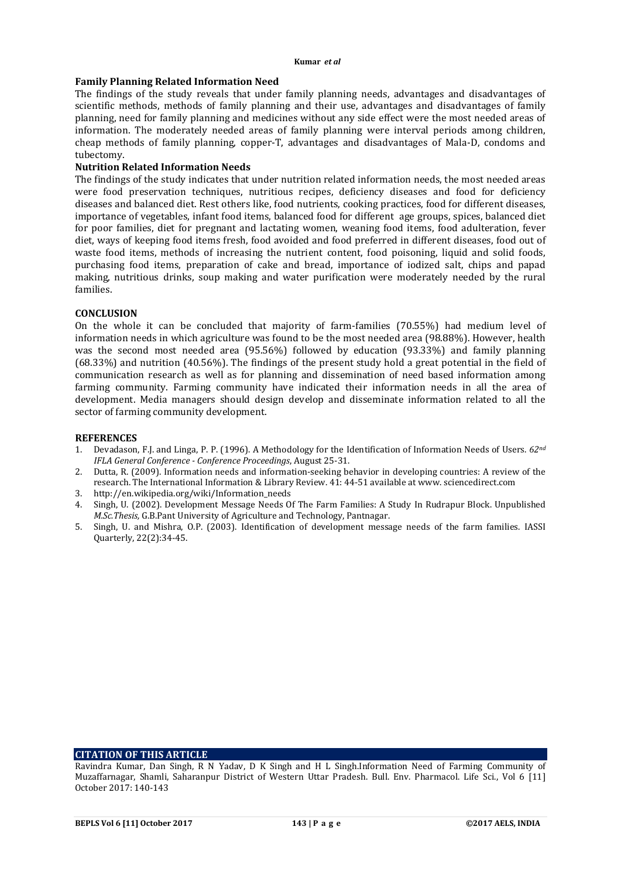### Family Planning Related Information Need

The findings of the study reveals that under family planning needs, advantages and disadvantages of scientific methods, methods of family planning and their use, advantages and disadvantages of family planning, need for family planning and medicines without any side effect were the most needed areas of information. The moderately needed areas of family planning were interval periods among children, cheap methods of family planning, copper-T, advantages and disadvantages of Mala-D, condoms and tubectomy.

### Nutrition Related Information Needs

The findings of the study indicates that under nutrition related information needs, the most needed areas were food preservation techniques, nutritious recipes, deficiency diseases and food for deficiency diseases and balanced diet. Rest others like, food nutrients, cooking practices, food for different diseases, importance of vegetables, infant food items, balanced food for different age groups, spices, balanced diet for poor families, diet for pregnant and lactating women, weaning food items, food adulteration, fever diet, ways of keeping food items fresh, food avoided and food preferred in different diseases, food out of waste food items, methods of increasing the nutrient content, food poisoning, liquid and solid foods, purchasing food items, preparation of cake and bread, importance of iodized salt, chips and papad making, nutritious drinks, soup making and water purification were moderately needed by the rural families.

## CONCLUSION

On the whole it can be concluded that majority of farm-families (70.55%) had medium level of information needs in which agriculture was found to be the most needed area (98.88%). However, health was the second most needed area (95.56%) followed by education (93.33%) and family planning (68.33%) and nutrition (40.56%). The findings of the present study hold a great potential in the field of communication research as well as for planning and dissemination of need based information among farming community. Farming community have indicated their information needs in all the area of development. Media managers should design develop and disseminate information related to all the sector of farming community development.

## REFERENCES

1. Devadason, F.J. and Linga, P. P. (1996). A Methodology for the Identification of Information Needs of Users. *62nd IFLA General Conference - Conference Proceedings*, August 25-31.
2. Dutta, R. (2009). Information needs and information-seeking behavior in developing countries: A review of the research. The International Information & Library Review. 41: 44-51 available at www. sciencedirect.com
3. http://en.wikipedia.org/wiki/Information_needs
4. Singh, U. (2002). Development Message Needs Of The Farm Families: A Study In Rudrapur Block. Unpublished *M.Sc.Thesis,* G.B.Pant University of Agriculture and Technology, Pantnagar.
5. Singh, U. and Mishra, O.P. (2003). Identification of development message needs of the farm families. IASSI Quarterly, 22(2):34-45.

## CITATION OF THIS ARTICLE

Ravindra Kumar, Dan Singh, R N Yadav, D K Singh and H L Singh.Information Need of Farming Community of Muzaffarnagar, Shamli, Saharanpur District of Western Uttar Pradesh. Bull. Env. Pharmacol. Life Sci., Vol 6 [11] October 2017: 140-143